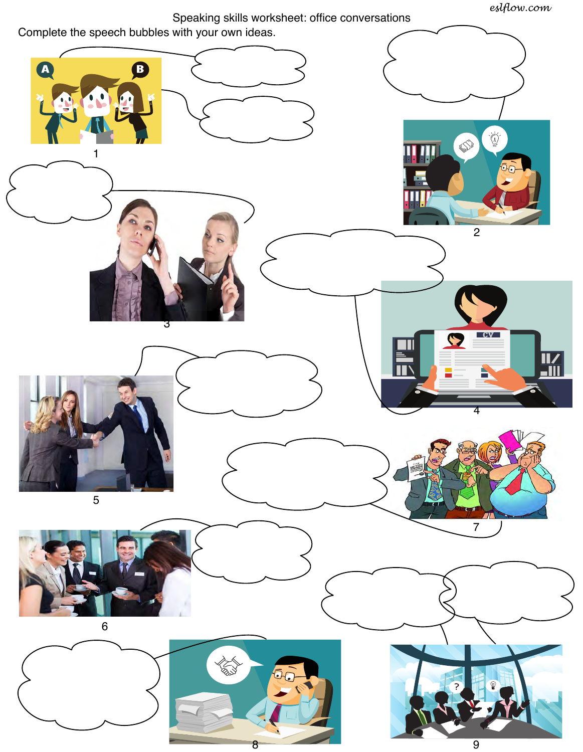eslflow.com

Speaking skills worksheet: office conversations

Complete the speech bubbles with your own ideas.

1

2

3

4

5

6

7

8

9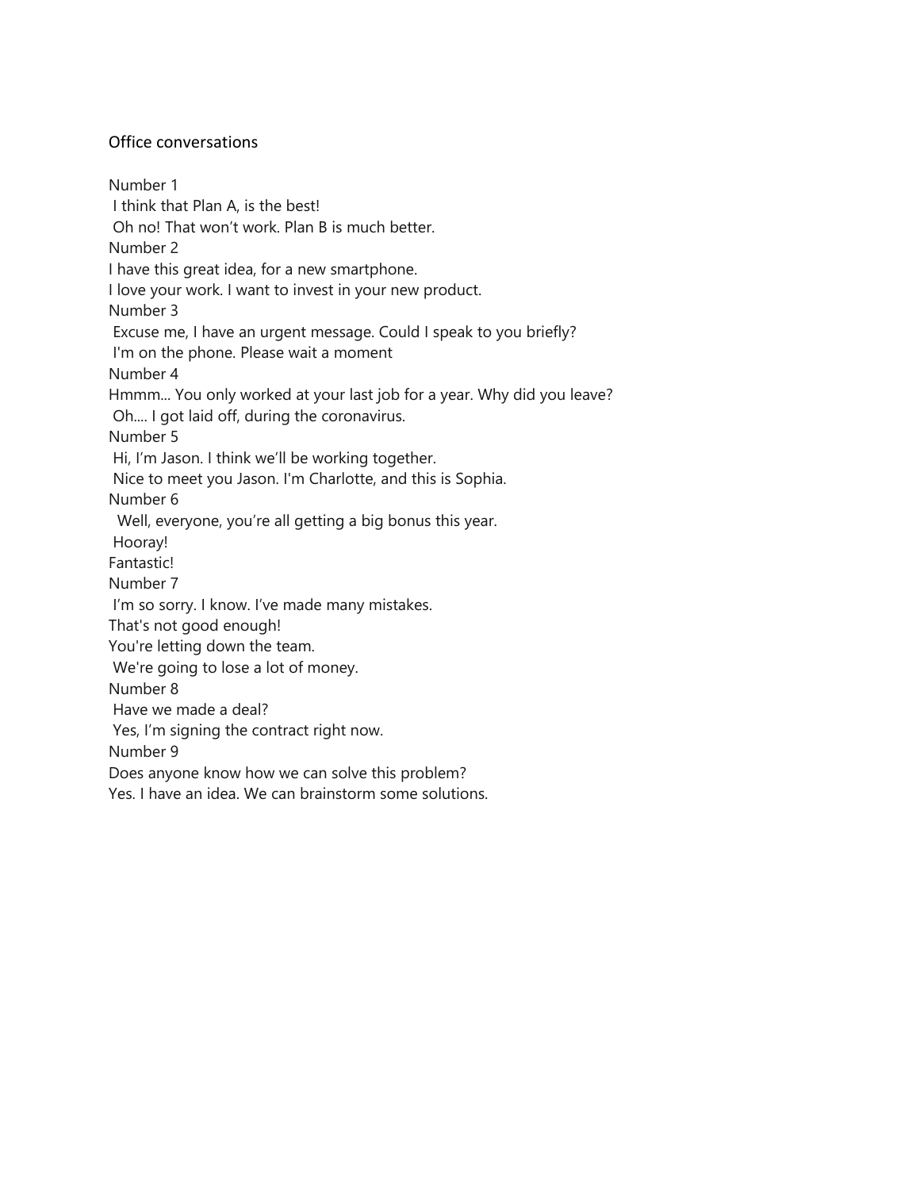Office conversations

Number 1

I think that Plan A, is the best!

Oh no! That won't work. Plan B is much better.

Number 2

I have this great idea, for a new smartphone.

I love your work. I want to invest in your new product.

Number 3

Excuse me, I have an urgent message. Could I speak to you briefly?

I'm on the phone. Please wait a moment

Number 4

Hmmm... You only worked at your last job for a year. Why did you leave?

Oh.... I got laid off, during the coronavirus.

Number 5

Hi, I'm Jason. I think we'll be working together.

Nice to meet you Jason. I'm Charlotte, and this is Sophia.

Number 6

Well, everyone, you're all getting a big bonus this year.

Hooray!

Fantastic!

Number 7

I'm so sorry. I know. I've made many mistakes.

That's not good enough!

You're letting down the team.

We're going to lose a lot of money.

Number 8

Have we made a deal?

Yes, I'm signing the contract right now.

Number 9

Does anyone know how we can solve this problem?

Yes. I have an idea. We can brainstorm some solutions.